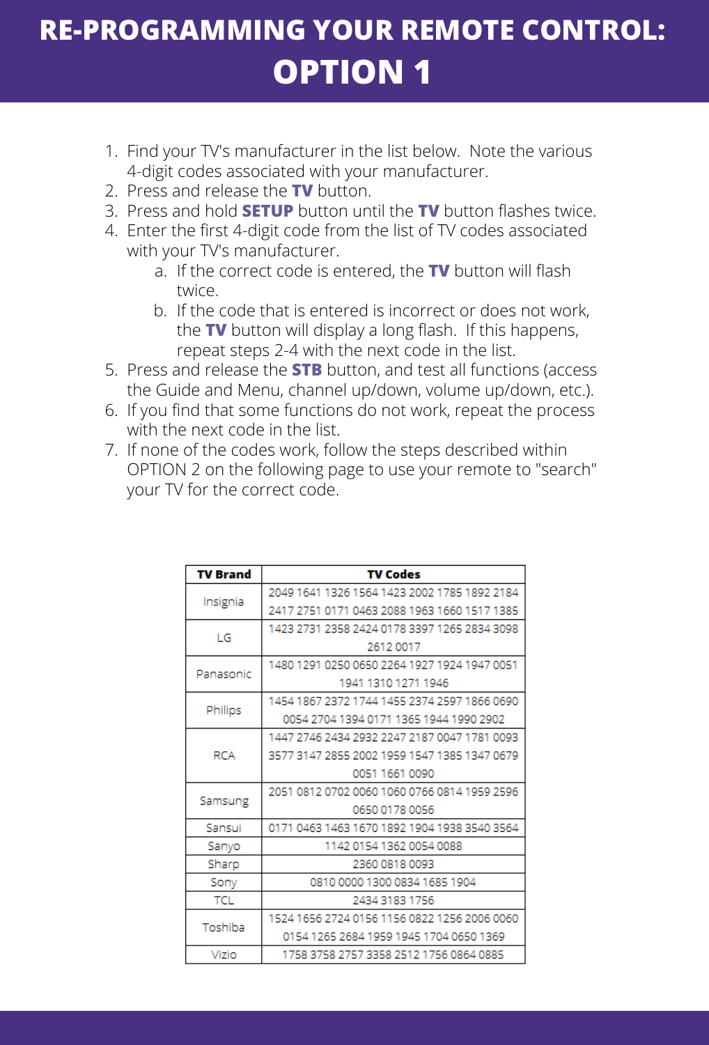# RE-PROGRAMMING YOUR REMOTE CONTROL: OPTION 1

1. Find your TV's manufacturer in the list below. Note the various 4-digit codes associated with your manufacturer.
2. Press and release the **TV** button.
3. Press and hold **SETUP** button until the **TV** button flashes twice.
4. Enter the first 4-digit code from the list of TV codes associated with your TV's manufacturer.
   a. If the correct code is entered, the **TV** button will flash twice.
   b. If the code that is entered is incorrect or does not work, the **TV** button will display a long flash. If this happens, repeat steps 2-4 with the next code in the list.
5. Press and release the **STB** button, and test all functions (access the Guide and Menu, channel up/down, volume up/down, etc.).
6. If you find that some functions do not work, repeat the process with the next code in the list.
7. If none of the codes work, follow the steps described within OPTION 2 on the following page to use your remote to "search" your TV for the correct code.

| TV Brand | TV Codes |
|---|---|
| Insignia | 2049 1641 1326 1564 1423 2002 1785 1892 2184 2417 2751 0171 0463 2088 1963 1660 1517 1385 |
| LG | 1423 2731 2358 2424 0178 3397 1265 2834 3098 2612 0017 |
| Panasonic | 1480 1291 0250 0650 2264 1927 1924 1947 0051 1941 1310 1271 1946 |
| Philips | 1454 1867 2372 1744 1455 2374 2597 1866 0690 0054 2704 1394 0171 1365 1944 1990 2902 |
| RCA | 1447 2746 2434 2932 2247 2187 0047 1781 0093 3577 3147 2855 2002 1959 1547 1385 1347 0679 0051 1661 0090 |
| Samsung | 2051 0812 0702 0060 1060 0766 0814 1959 2596 0650 0178 0056 |
| Sansui | 0171 0463 1463 1670 1892 1904 1938 3540 3564 |
| Sanyo | 1142 0154 1362 0054 0088 |
| Sharp | 2360 0818 0093 |
| Sony | 0810 0000 1300 0834 1685 1904 |
| TCL | 2434 3183 1756 |
| Toshiba | 1524 1656 2724 0156 1156 0822 1256 2006 0060 0154 1265 2684 1959 1945 1704 0650 1369 |
| Vizio | 1758 3758 2757 3358 2512 1756 0864 0885 |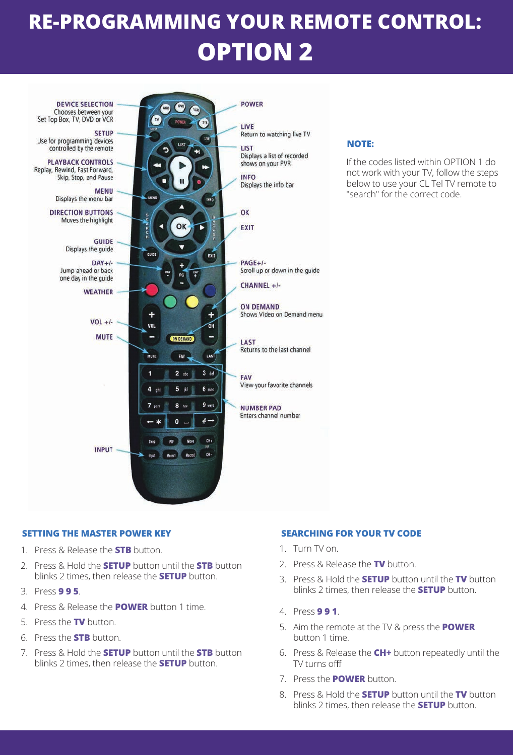# RE-PROGRAMMING YOUR REMOTE CONTROL: OPTION 2

**DEVICE SELECTION**
Chooses between your Set Top Box, TV, DVD or VCR

**SETUP**
Use for programming devices controlled by the remote

**PLAYBACK CONTROLS**
Replay, Rewind, Fast Forward, Skip, Stop, and Pause

**MENU**
Displays the menu bar

**DIRECTION BUTTONS**
Moves the highlight

**GUIDE**
Displays the guide

**DAY+/-**
Jump ahead or back one day in the guide

**WEATHER**

**VOL +/-**

**MUTE**

**INPUT**

**POWER**

**LIVE**
Return to watching live TV

**LIST**
Displays a list of recorded shows on your PVR

**INFO**
Displays the info bar

**OK**

**EXIT**

**PAGE+/-**
Scroll up or down in the guide

**CHANNEL +/-**

**ON DEMAND**
Shows Video on Demand menu

**LAST**
Returns to the last channel

**FAV**
View your favorite channels

**NUMBER PAD**
Enters channel number

**NOTE:**

If the codes listed within OPTION 1 do not work with your TV, follow the steps below to use your CL Tel TV remote to "search" for the correct code.

### SETTING THE MASTER POWER KEY

1. Press & Release the **STB** button.
2. Press & Hold the **SETUP** button until the **STB** button blinks 2 times, then release the **SETUP** button.
3. Press **9 9 5**.
4. Press & Release the **POWER** button 1 time.
5. Press the **TV** button.
6. Press the **STB** button.
7. Press & Hold the **SETUP** button until the **STB** button blinks 2 times, then release the **SETUP** button.

### SEARCHING FOR YOUR TV CODE

1. Turn TV on.
2. Press & Release the **TV** button.
3. Press & Hold the **SETUP** button until the **TV** button blinks 2 times, then release the **SETUP** button.
4. Press **9 9 1**.
5. Aim the remote at the TV & press the **POWER** button 1 time.
6. Press & Release the **CH+** button repeatedly until the TV turns offf
7. Press the **POWER** button.
8. Press & Hold the **SETUP** button until the **TV** button blinks 2 times, then release the **SETUP** button.